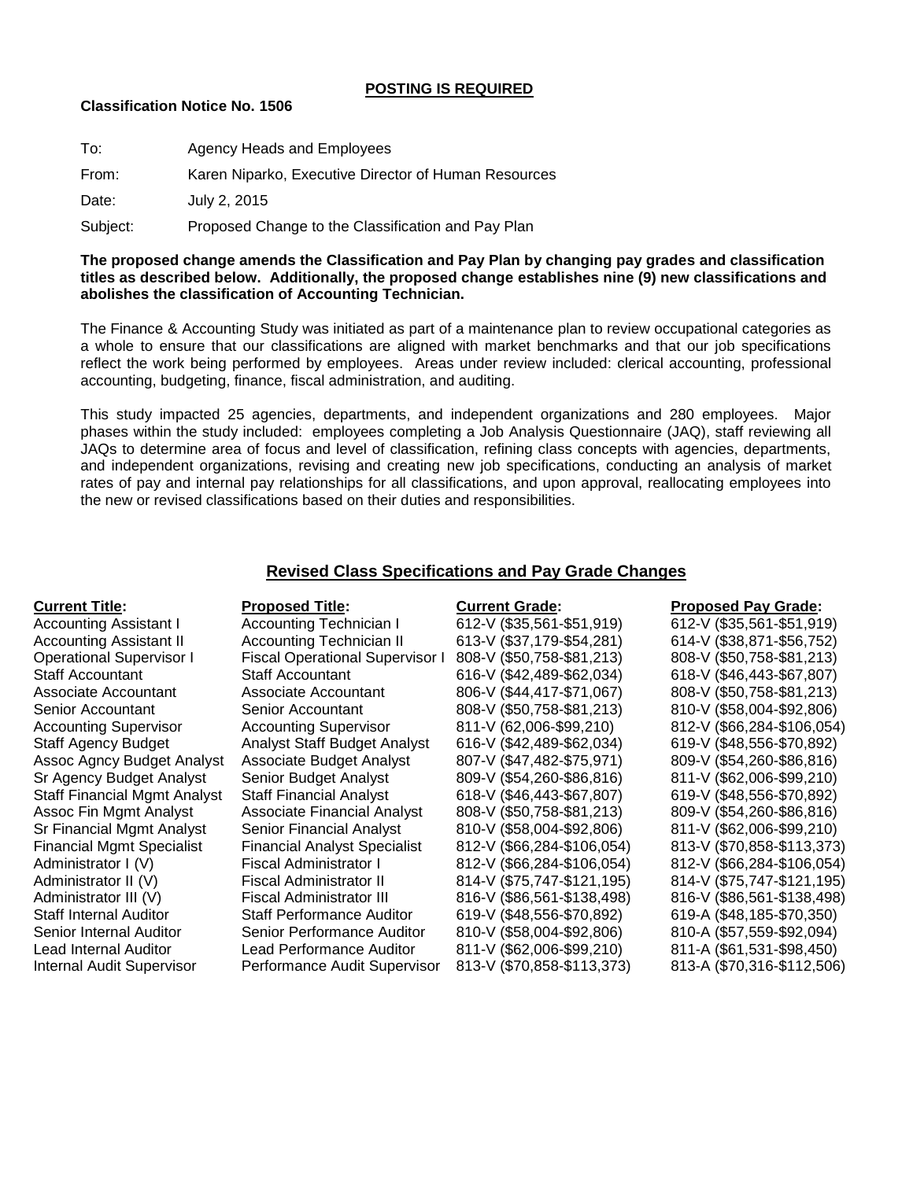**POSTING IS REQUIRED**

**Classification Notice No. 1506**

To: Agency Heads and Employees

From: Karen Niparko, Executive Director of Human Resources

Date: July 2, 2015

Subject: Proposed Change to the Classification and Pay Plan

**The proposed change amends the Classification and Pay Plan by changing pay grades and classification titles as described below. Additionally, the proposed change establishes nine (9) new classifications and abolishes the classification of Accounting Technician.**

The Finance & Accounting Study was initiated as part of a maintenance plan to review occupational categories as a whole to ensure that our classifications are aligned with market benchmarks and that our job specifications reflect the work being performed by employees. Areas under review included: clerical accounting, professional accounting, budgeting, finance, fiscal administration, and auditing.

This study impacted 25 agencies, departments, and independent organizations and 280 employees. Major phases within the study included: employees completing a Job Analysis Questionnaire (JAQ), staff reviewing all JAQs to determine area of focus and level of classification, refining class concepts with agencies, departments, and independent organizations, revising and creating new job specifications, conducting an analysis of market rates of pay and internal pay relationships for all classifications, and upon approval, reallocating employees into the new or revised classifications based on their duties and responsibilities.

## Revised Class Specifications and Pay Grade Changes

| Current Title: | Proposed Title: | Current Grade: | Proposed Pay Grade: |
|---|---|---|---|
| Accounting Assistant I | Accounting Technician I | 612-V ($35,561-$51,919) | 612-V ($35,561-$51,919) |
| Accounting Assistant II | Accounting Technician II | 613-V ($37,179-$54,281) | 614-V ($38,871-$56,752) |
| Operational Supervisor I | Fiscal Operational Supervisor I | 808-V ($50,758-$81,213) | 808-V ($50,758-$81,213) |
| Staff Accountant | Staff Accountant | 616-V ($42,489-$62,034) | 618-V ($46,443-$67,807) |
| Associate Accountant | Associate Accountant | 806-V ($44,417-$71,067) | 808-V ($50,758-$81,213) |
| Senior Accountant | Senior Accountant | 808-V ($50,758-$81,213) | 810-V ($58,004-$92,806) |
| Accounting Supervisor | Accounting Supervisor | 811-V (62,006-$99,210) | 812-V ($66,284-$106,054) |
| Staff Agency Budget | Analyst Staff Budget Analyst | 616-V ($42,489-$62,034) | 619-V ($48,556-$70,892) |
| Assoc Agncy Budget Analyst | Associate Budget Analyst | 807-V ($47,482-$75,971) | 809-V ($54,260-$86,816) |
| Sr Agency Budget Analyst | Senior Budget Analyst | 809-V ($54,260-$86,816) | 811-V ($62,006-$99,210) |
| Staff Financial Mgmt Analyst | Staff Financial Analyst | 618-V ($46,443-$67,807) | 619-V ($48,556-$70,892) |
| Assoc Fin Mgmt Analyst | Associate Financial Analyst | 808-V ($50,758-$81,213) | 809-V ($54,260-$86,816) |
| Sr Financial Mgmt Analyst | Senior Financial Analyst | 810-V ($58,004-$92,806) | 811-V ($62,006-$99,210) |
| Financial Mgmt Specialist | Financial Analyst Specialist | 812-V ($66,284-$106,054) | 813-V ($70,858-$113,373) |
| Administrator I (V) | Fiscal Administrator I | 812-V ($66,284-$106,054) | 812-V ($66,284-$106,054) |
| Administrator II (V) | Fiscal Administrator II | 814-V ($75,747-$121,195) | 814-V ($75,747-$121,195) |
| Administrator III (V) | Fiscal Administrator III | 816-V ($86,561-$138,498) | 816-V ($86,561-$138,498) |
| Staff Internal Auditor | Staff Performance Auditor | 619-V ($48,556-$70,892) | 619-A ($48,185-$70,350) |
| Senior Internal Auditor | Senior Performance Auditor | 810-V ($58,004-$92,806) | 810-A ($57,559-$92,094) |
| Lead Internal Auditor | Lead Performance Auditor | 811-V ($62,006-$99,210) | 811-A ($61,531-$98,450) |
| Internal Audit Supervisor | Performance Audit Supervisor | 813-V ($70,858-$113,373) | 813-A ($70,316-$112,506) |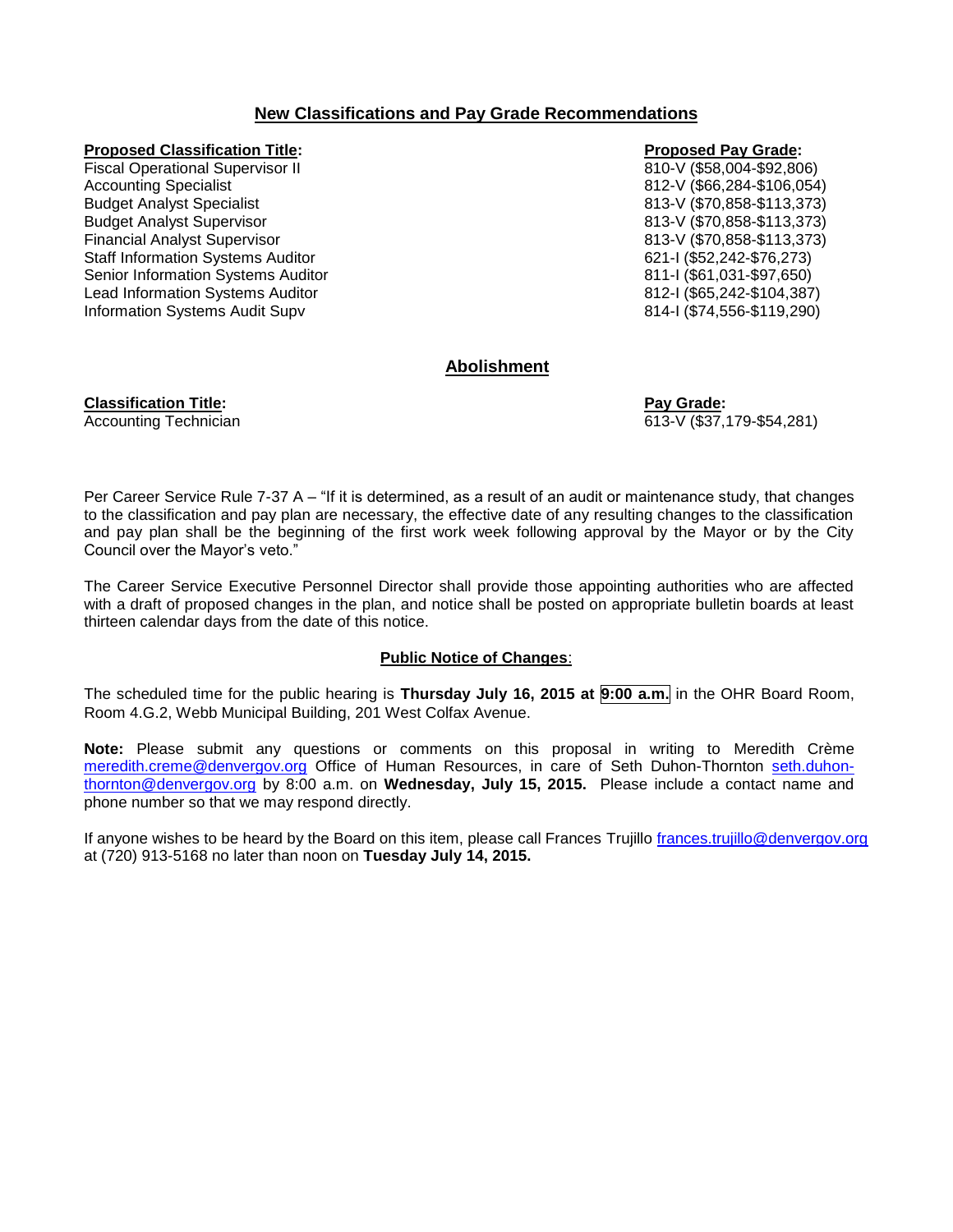## New Classifications and Pay Grade Recommendations

| **Proposed Classification Title:** | **Proposed Pay Grade:** |
|---|---|
| Fiscal Operational Supervisor II | 810-V ($58,004-$92,806) |
| Accounting Specialist | 812-V ($66,284-$106,054) |
| Budget Analyst Specialist | 813-V ($70,858-$113,373) |
| Budget Analyst Supervisor | 813-V ($70,858-$113,373) |
| Financial Analyst Supervisor | 813-V ($70,858-$113,373) |
| Staff Information Systems Auditor | 621-I ($52,242-$76,273) |
| Senior Information Systems Auditor | 811-I ($61,031-$97,650) |
| Lead Information Systems Auditor | 812-I ($65,242-$104,387) |
| Information Systems Audit Supv | 814-I ($74,556-$119,290) |

## Abolishment

| **Classification Title:** | **Pay Grade:** |
|---|---|
| Accounting Technician | 613-V ($37,179-$54,281) |

Per Career Service Rule 7-37 A – "If it is determined, as a result of an audit or maintenance study, that changes to the classification and pay plan are necessary, the effective date of any resulting changes to the classification and pay plan shall be the beginning of the first work week following approval by the Mayor or by the City Council over the Mayor's veto."

The Career Service Executive Personnel Director shall provide those appointing authorities who are affected with a draft of proposed changes in the plan, and notice shall be posted on appropriate bulletin boards at least thirteen calendar days from the date of this notice.

**Public Notice of Changes**:

The scheduled time for the public hearing is **Thursday July 16, 2015 at 9:00 a.m.** in the OHR Board Room, Room 4.G.2, Webb Municipal Building, 201 West Colfax Avenue.

**Note:** Please submit any questions or comments on this proposal in writing to Meredith Crème meredith.creme@denvergov.org Office of Human Resources, in care of Seth Duhon-Thornton seth.duhon-thornton@denvergov.org by 8:00 a.m. on **Wednesday, July 15, 2015.** Please include a contact name and phone number so that we may respond directly.

If anyone wishes to be heard by the Board on this item, please call Frances Trujillo frances.trujillo@denvergov.org at (720) 913-5168 no later than noon on **Tuesday July 14, 2015.**